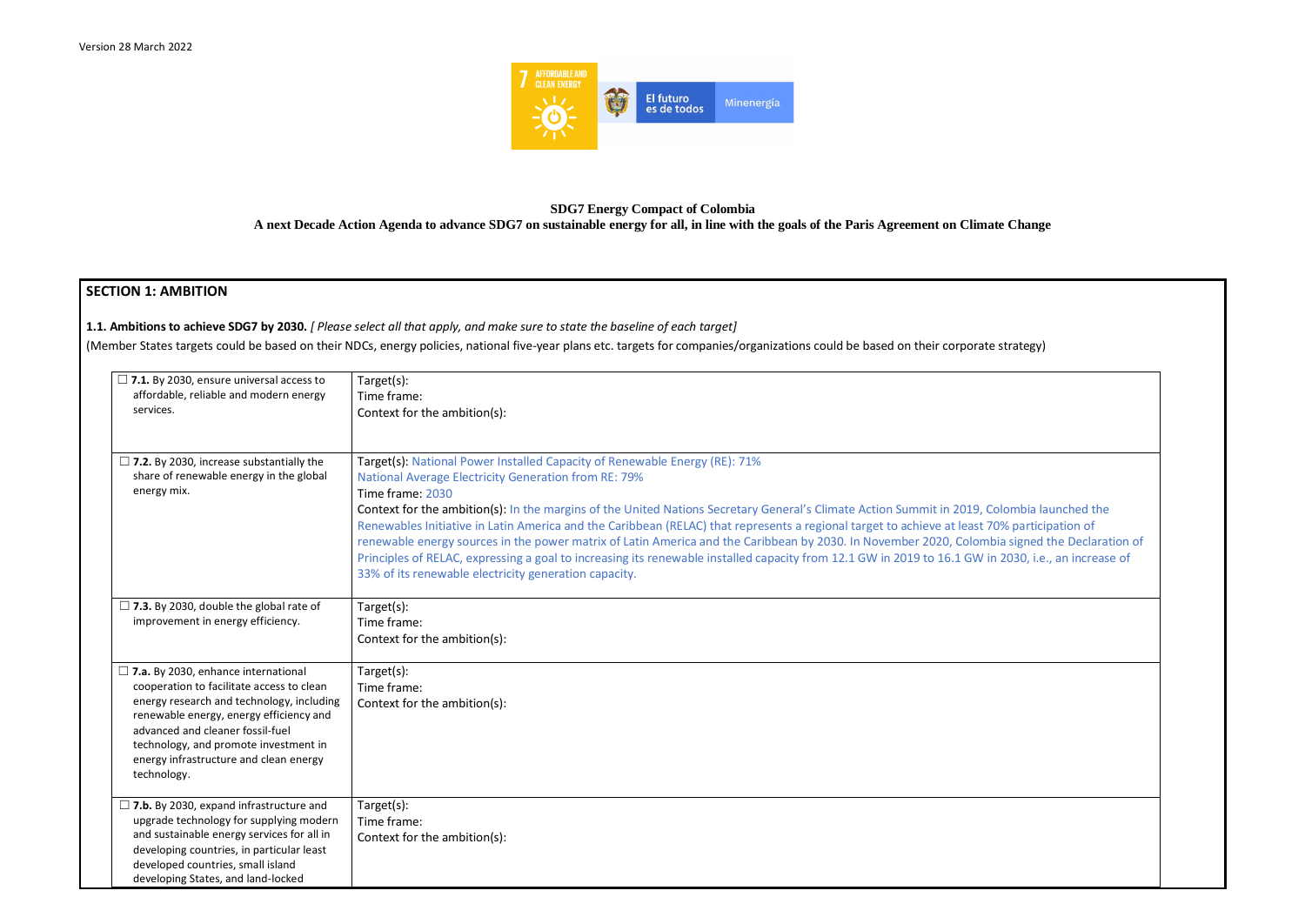Version 28 March 2022

**SDG7 Energy Compact of Colombia**
**A next Decade Action Agenda to advance SDG7 on sustainable energy for all, in line with the goals of the Paris Agreement on Climate Change**

## SECTION 1: AMBITION

**1.1. Ambitions to achieve SDG7 by 2030.** *[ Please select all that apply, and make sure to state the baseline of each target]*

(Member States targets could be based on their NDCs, energy policies, national five-year plans etc. targets for companies/organizations could be based on their corporate strategy)

| | |
|---|---|
| ☐ **7.1.** By 2030, ensure universal access to affordable, reliable and modern energy services. | Target(s):<br>Time frame:<br>Context for the ambition(s): |
| ☐ **7.2.** By 2030, increase substantially the share of renewable energy in the global energy mix. | Target(s): National Power Installed Capacity of Renewable Energy (RE): 71%<br>National Average Electricity Generation from RE: 79%<br>Time frame: 2030<br>Context for the ambition(s): In the margins of the United Nations Secretary General's Climate Action Summit in 2019, Colombia launched the Renewables Initiative in Latin America and the Caribbean (RELAC) that represents a regional target to achieve at least 70% participation of renewable energy sources in the power matrix of Latin America and the Caribbean by 2030. In November 2020, Colombia signed the Declaration of Principles of RELAC, expressing a goal to increasing its renewable installed capacity from 12.1 GW in 2019 to 16.1 GW in 2030, i.e., an increase of 33% of its renewable electricity generation capacity. |
| ☐ **7.3.** By 2030, double the global rate of improvement in energy efficiency. | Target(s):<br>Time frame:<br>Context for the ambition(s): |
| ☐ **7.a.** By 2030, enhance international cooperation to facilitate access to clean energy research and technology, including renewable energy, energy efficiency and advanced and cleaner fossil-fuel technology, and promote investment in energy infrastructure and clean energy technology. | Target(s):<br>Time frame:<br>Context for the ambition(s): |
| ☐ **7.b.** By 2030, expand infrastructure and upgrade technology for supplying modern and sustainable energy services for all in developing countries, in particular least developed countries, small island developing States, and land-locked | Target(s):<br>Time frame:<br>Context for the ambition(s): |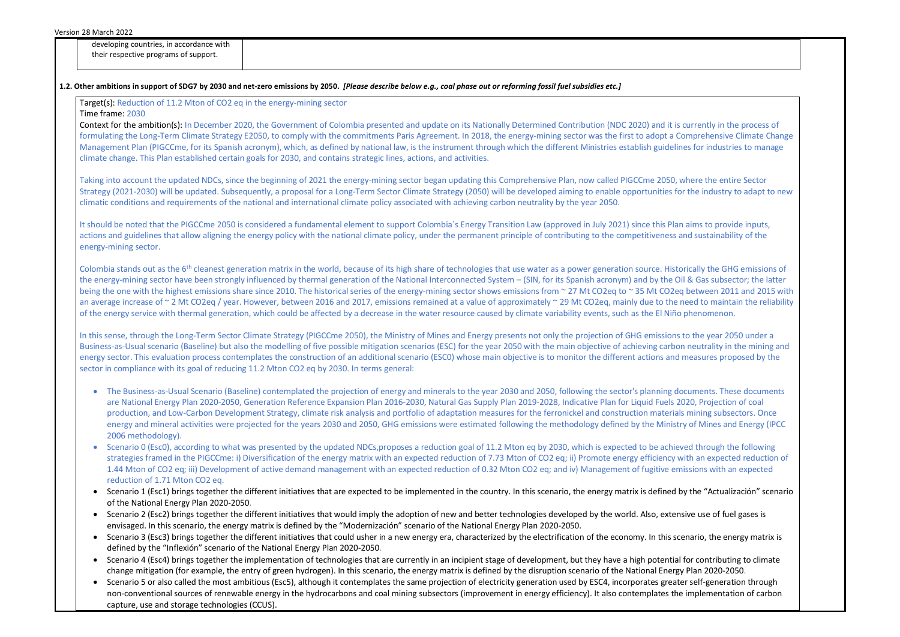| developing countries, in accordance with their respective programs of support. | |
|---|---|

**1.2. Other ambitions in support of SDG7 by 2030 and net-zero emissions by 2050.** ***[Please describe below e.g., coal phase out or reforming fossil fuel subsidies etc.]***

Target(s): Reduction of 11.2 Mton of CO2 eq in the energy-mining sector

Time frame: 2030

Context for the ambition(s): In December 2020, the Government of Colombia presented and update on its Nationally Determined Contribution (NDC 2020) and it is currently in the process of formulating the Long-Term Climate Strategy E2050, to comply with the commitments Paris Agreement. In 2018, the energy-mining sector was the first to adopt a Comprehensive Climate Change Management Plan (PIGCCme, for its Spanish acronym), which, as defined by national law, is the instrument through which the different Ministries establish guidelines for industries to manage climate change. This Plan established certain goals for 2030, and contains strategic lines, actions, and activities.

Taking into account the updated NDCs, since the beginning of 2021 the energy-mining sector began updating this Comprehensive Plan, now called PIGCCme 2050, where the entire Sector Strategy (2021-2030) will be updated. Subsequently, a proposal for a Long-Term Sector Climate Strategy (2050) will be developed aiming to enable opportunities for the industry to adapt to new climatic conditions and requirements of the national and international climate policy associated with achieving carbon neutrality by the year 2050.

It should be noted that the PIGCCme 2050 is considered a fundamental element to support Colombia´s Energy Transition Law (approved in July 2021) since this Plan aims to provide inputs, actions and guidelines that allow aligning the energy policy with the national climate policy, under the permanent principle of contributing to the competitiveness and sustainability of the energy-mining sector.

Colombia stands out as the 6th cleanest generation matrix in the world, because of its high share of technologies that use water as a power generation source. Historically the GHG emissions of the energy-mining sector have been strongly influenced by thermal generation of the National Interconnected System – (SIN, for its Spanish acronym) and by the Oil & Gas subsector; the latter being the one with the highest emissions share since 2010. The historical series of the energy-mining sector shows emissions from ~ 27 Mt CO2eq to ~ 35 Mt CO2eq between 2011 and 2015 with an average increase of ~ 2 Mt CO2eq / year. However, between 2016 and 2017, emissions remained at a value of approximately ~ 29 Mt CO2eq, mainly due to the need to maintain the reliability of the energy service with thermal generation, which could be affected by a decrease in the water resource caused by climate variability events, such as the El Niño phenomenon.

In this sense, through the Long-Term Sector Climate Strategy (PIGCCme 2050), the Ministry of Mines and Energy presents not only the projection of GHG emissions to the year 2050 under a Business-as-Usual scenario (Baseline) but also the modelling of five possible mitigation scenarios (ESC) for the year 2050 with the main objective of achieving carbon neutrality in the mining and energy sector. This evaluation process contemplates the construction of an additional scenario (ESC0) whose main objective is to monitor the different actions and measures proposed by the sector in compliance with its goal of reducing 11.2 Mton CO2 eq by 2030. In terms general:

- The Business-as-Usual Scenario (Baseline) contemplated the projection of energy and minerals to the year 2030 and 2050, following the sector's planning documents. These documents are National Energy Plan 2020-2050, Generation Reference Expansion Plan 2016-2030, Natural Gas Supply Plan 2019-2028, Indicative Plan for Liquid Fuels 2020, Projection of coal production, and Low-Carbon Development Strategy, climate risk analysis and portfolio of adaptation measures for the ferronickel and construction materials mining subsectors. Once energy and mineral activities were projected for the years 2030 and 2050, GHG emissions were estimated following the methodology defined by the Ministry of Mines and Energy (IPCC 2006 methodology).
- Scenario 0 (Esc0), according to what was presented by the updated NDCs,proposes a reduction goal of 11.2 Mton eq by 2030, which is expected to be achieved through the following strategies framed in the PIGCCme: i) Diversification of the energy matrix with an expected reduction of 7.73 Mton of CO2 eq; ii) Promote energy efficiency with an expected reduction of 1.44 Mton of CO2 eq; iii) Development of active demand management with an expected reduction of 0.32 Mton CO2 eq; and iv) Management of fugitive emissions with an expected reduction of 1.71 Mton CO2 eq.
- Scenario 1 (Esc1) brings together the different initiatives that are expected to be implemented in the country. In this scenario, the energy matrix is defined by the "Actualización" scenario of the National Energy Plan 2020-2050.
- Scenario 2 (Esc2) brings together the different initiatives that would imply the adoption of new and better technologies developed by the world. Also, extensive use of fuel gases is envisaged. In this scenario, the energy matrix is defined by the "Modernización" scenario of the National Energy Plan 2020-2050.
- Scenario 3 (Esc3) brings together the different initiatives that could usher in a new energy era, characterized by the electrification of the economy. In this scenario, the energy matrix is defined by the "Inflexión" scenario of the National Energy Plan 2020-2050.
- Scenario 4 (Esc4) brings together the implementation of technologies that are currently in an incipient stage of development, but they have a high potential for contributing to climate change mitigation (for example, the entry of green hydrogen). In this scenario, the energy matrix is defined by the disruption scenario of the National Energy Plan 2020-2050.
- Scenario 5 or also called the most ambitious (Esc5), although it contemplates the same projection of electricity generation used by ESC4, incorporates greater self-generation through non-conventional sources of renewable energy in the hydrocarbons and coal mining subsectors (improvement in energy efficiency). It also contemplates the implementation of carbon capture, use and storage technologies (CCUS).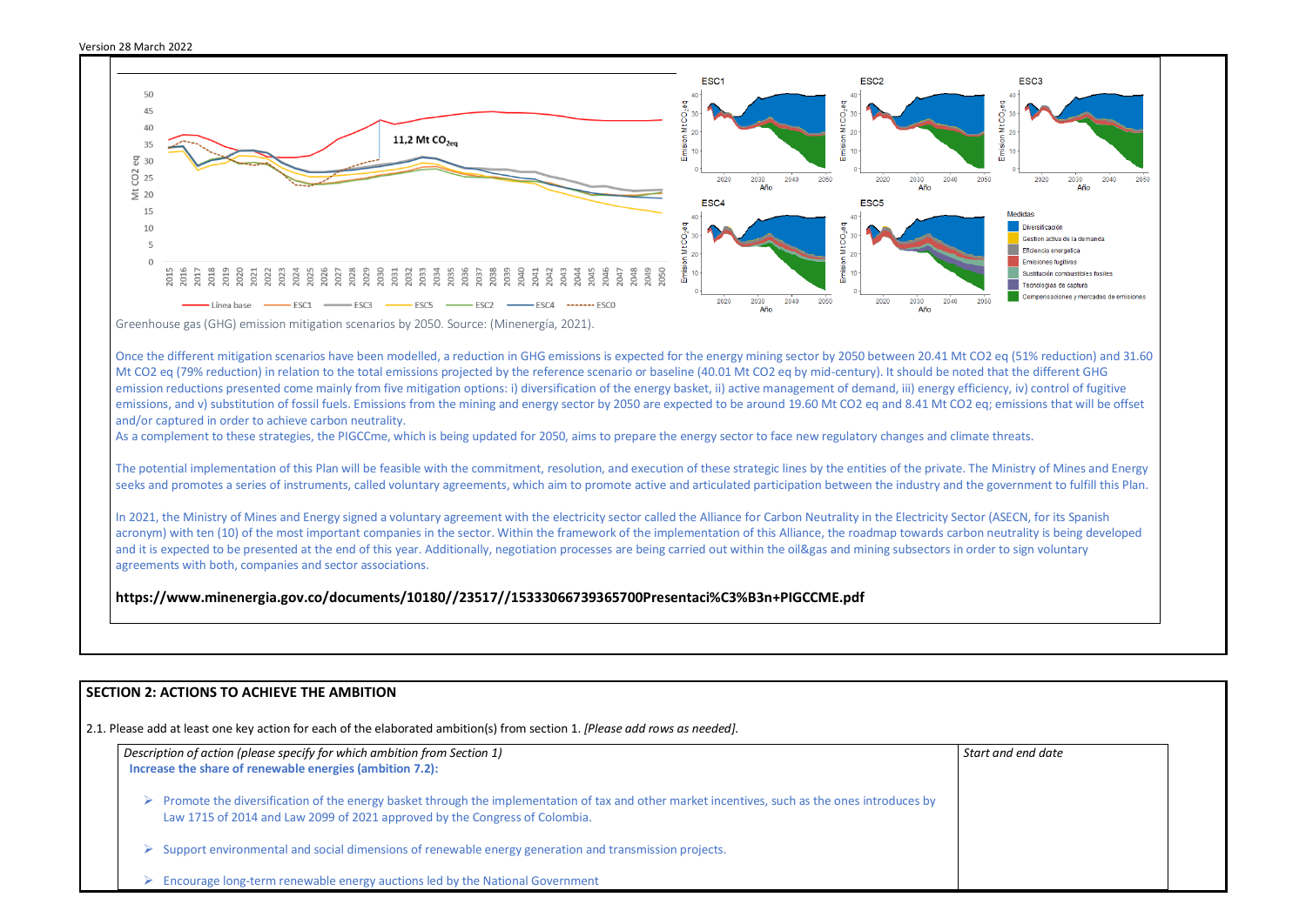Greenhouse gas (GHG) emission mitigation scenarios by 2050. Source: (Minenergía, 2021).

Once the different mitigation scenarios have been modelled, a reduction in GHG emissions is expected for the energy mining sector by 2050 between 20.41 Mt CO2 eq (51% reduction) and 31.60 Mt CO2 eq (79% reduction) in relation to the total emissions projected by the reference scenario or baseline (40.01 Mt CO2 eq by mid-century). It should be noted that the different GHG emission reductions presented come mainly from five mitigation options: i) diversification of the energy basket, ii) active management of demand, iii) energy efficiency, iv) control of fugitive emissions, and v) substitution of fossil fuels. Emissions from the mining and energy sector by 2050 are expected to be around 19.60 Mt CO2 eq and 8.41 Mt CO2 eq; emissions that will be offset and/or captured in order to achieve carbon neutrality.

As a complement to these strategies, the PIGCCme, which is being updated for 2050, aims to prepare the energy sector to face new regulatory changes and climate threats.

The potential implementation of this Plan will be feasible with the commitment, resolution, and execution of these strategic lines by the entities of the private. The Ministry of Mines and Energy seeks and promotes a series of instruments, called voluntary agreements, which aim to promote active and articulated participation between the industry and the government to fulfill this Plan.

In 2021, the Ministry of Mines and Energy signed a voluntary agreement with the electricity sector called the Alliance for Carbon Neutrality in the Electricity Sector (ASECN, for its Spanish acronym) with ten (10) of the most important companies in the sector. Within the framework of the implementation of this Alliance, the roadmap towards carbon neutrality is being developed and it is expected to be presented at the end of this year. Additionally, negotiation processes are being carried out within the oil&gas and mining subsectors in order to sign voluntary agreements with both, companies and sector associations.

**https://www.minenergia.gov.co/documents/10180//23517//15333066739365700Presentaci%C3%B3n+PIGCCME.pdf**

## SECTION 2: ACTIONS TO ACHIEVE THE AMBITION

2.1. Please add at least one key action for each of the elaborated ambition(s) from section 1. *[Please add rows as needed].*

| *Description of action (please specify for which ambition from Section 1)* | *Start and end date* |
|---|---|
| **Increase the share of renewable energies (ambition 7.2):**<br><br>➢ Promote the diversification of the energy basket through the implementation of tax and other market incentives, such as the ones introduces by Law 1715 of 2014 and Law 2099 of 2021 approved by the Congress of Colombia.<br><br>➢ Support environmental and social dimensions of renewable energy generation and transmission projects.<br><br>➢ Encourage long-term renewable energy auctions led by the National Government | |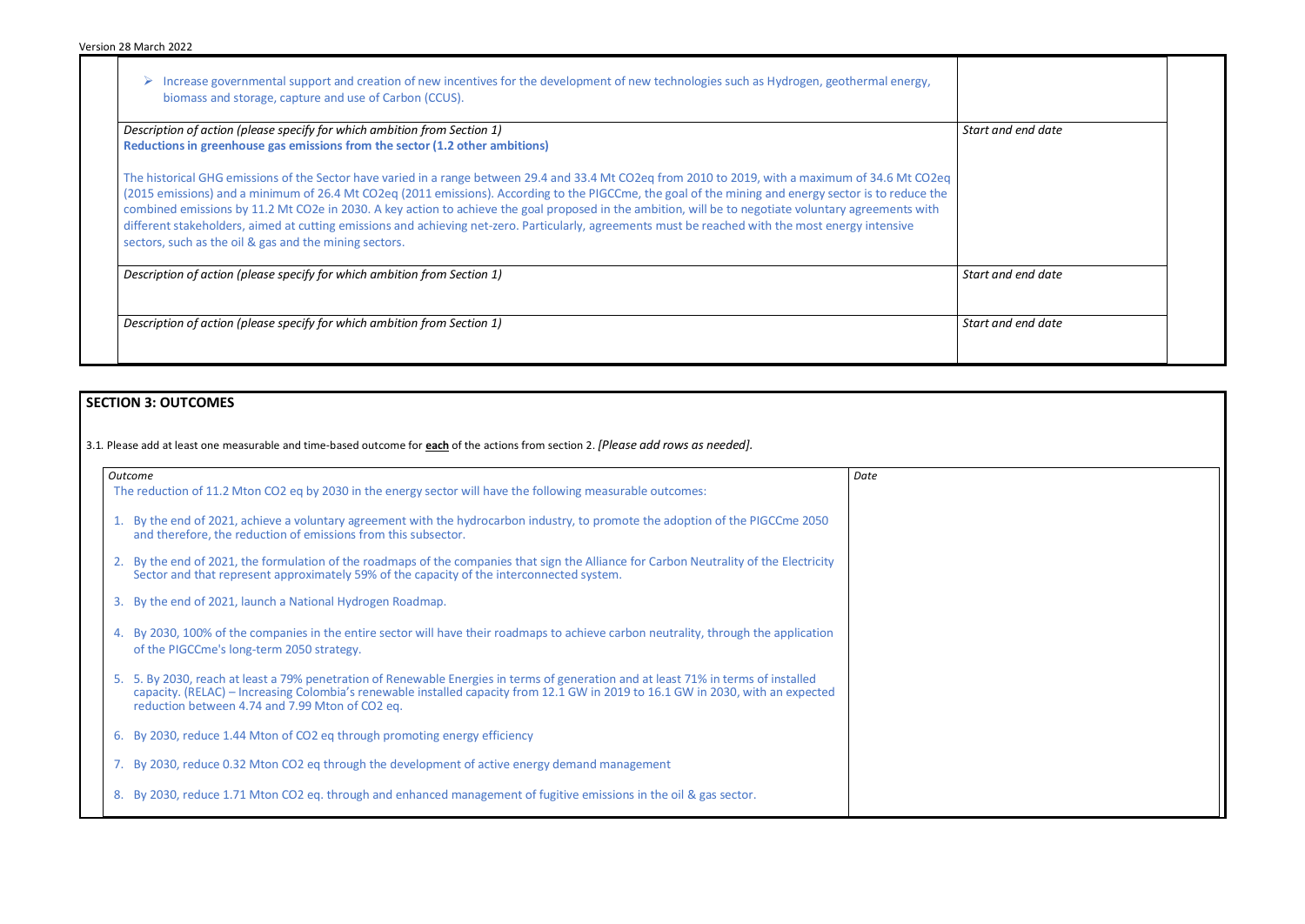| | |
|---|---|
| ➢ Increase governmental support and creation of new incentives for the development of new technologies such as Hydrogen, geothermal energy, biomass and storage, capture and use of Carbon (CCUS). | |
| *Description of action (please specify for which ambition from Section 1)*<br>**Reductions in greenhouse gas emissions from the sector (1.2 other ambitions)**<br><br>The historical GHG emissions of the Sector have varied in a range between 29.4 and 33.4 Mt CO2eq from 2010 to 2019, with a maximum of 34.6 Mt CO2eq (2015 emissions) and a minimum of 26.4 Mt CO2eq (2011 emissions). According to the PIGCCme, the goal of the mining and energy sector is to reduce the combined emissions by 11.2 Mt CO2e in 2030. A key action to achieve the goal proposed in the ambition, will be to negotiate voluntary agreements with different stakeholders, aimed at cutting emissions and achieving net-zero. Particularly, agreements must be reached with the most energy intensive sectors, such as the oil & gas and the mining sectors. | *Start and end date* |
| *Description of action (please specify for which ambition from Section 1)* | *Start and end date* |
| *Description of action (please specify for which ambition from Section 1)* | *Start and end date* |

## SECTION 3: OUTCOMES

3.1. Please add at least one measurable and time-based outcome for **each** of the actions from section 2. *[Please add rows as needed].*

| *Outcome* | *Date* |
|---|---|
| The reduction of 11.2 Mton CO2 eq by 2030 in the energy sector will have the following measurable outcomes:<br><br>1. By the end of 2021, achieve a voluntary agreement with the hydrocarbon industry, to promote the adoption of the PIGCCme 2050 and therefore, the reduction of emissions from this subsector.<br>2. By the end of 2021, the formulation of the roadmaps of the companies that sign the Alliance for Carbon Neutrality of the Electricity Sector and that represent approximately 59% of the capacity of the interconnected system.<br>3. By the end of 2021, launch a National Hydrogen Roadmap.<br>4. By 2030, 100% of the companies in the entire sector will have their roadmaps to achieve carbon neutrality, through the application of the PIGCCme's long-term 2050 strategy.<br>5. 5. By 2030, reach at least a 79% penetration of Renewable Energies in terms of generation and at least 71% in terms of installed capacity. (RELAC) – Increasing Colombia's renewable installed capacity from 12.1 GW in 2019 to 16.1 GW in 2030, with an expected reduction between 4.74 and 7.99 Mton of CO2 eq.<br>6. By 2030, reduce 1.44 Mton of CO2 eq through promoting energy efficiency<br>7. By 2030, reduce 0.32 Mton CO2 eq through the development of active energy demand management<br>8. By 2030, reduce 1.71 Mton CO2 eq. through and enhanced management of fugitive emissions in the oil & gas sector. | |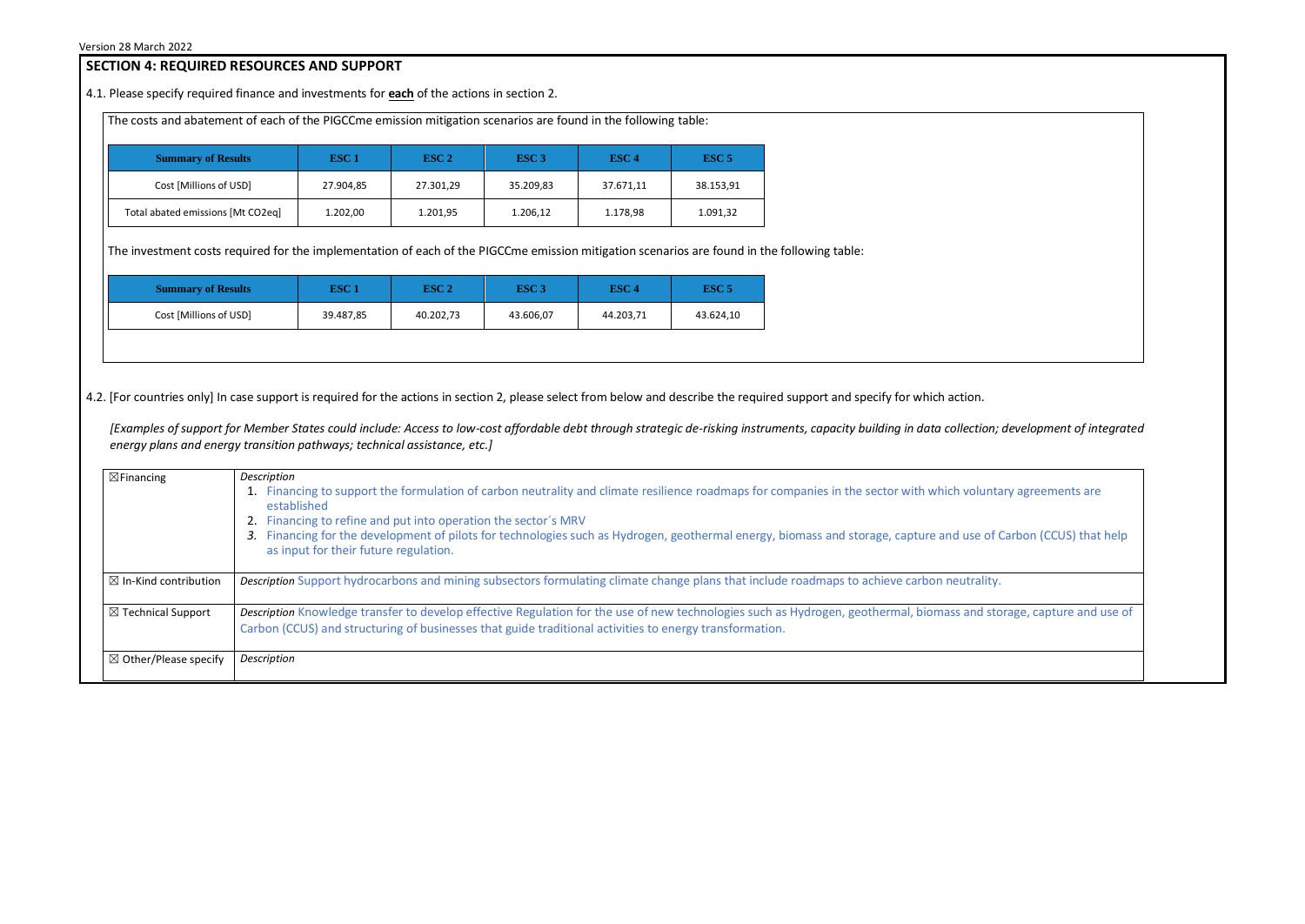## SECTION 4: REQUIRED RESOURCES AND SUPPORT

4.1. Please specify required finance and investments for **each** of the actions in section 2.

The costs and abatement of each of the PIGCCme emission mitigation scenarios are found in the following table:

| Summary of Results | ESC 1 | ESC 2 | ESC 3 | ESC 4 | ESC 5 |
|---|---|---|---|---|---|
| Cost [Millions of USD] | 27.904,85 | 27.301,29 | 35.209,83 | 37.671,11 | 38.153,91 |
| Total abated emissions [Mt CO2eq] | 1.202,00 | 1.201,95 | 1.206,12 | 1.178,98 | 1.091,32 |

The investment costs required for the implementation of each of the PIGCCme emission mitigation scenarios are found in the following table:

| Summary of Results | ESC 1 | ESC 2 | ESC 3 | ESC 4 | ESC 5 |
|---|---|---|---|---|---|
| Cost [Millions of USD] | 39.487,85 | 40.202,73 | 43.606,07 | 44.203,71 | 43.624,10 |

4.2. [For countries only] In case support is required for the actions in section 2, please select from below and describe the required support and specify for which action.

*[Examples of support for Member States could include: Access to low-cost affordable debt through strategic de-risking instruments, capacity building in data collection; development of integrated energy plans and energy transition pathways; technical assistance, etc.]*

| | |
|---|---|
| ☒Financing | *Description*<br>1. Financing to support the formulation of carbon neutrality and climate resilience roadmaps for companies in the sector with which voluntary agreements are established<br>2. Financing to refine and put into operation the sector´s MRV<br>3. Financing for the development of pilots for technologies such as Hydrogen, geothermal energy, biomass and storage, capture and use of Carbon (CCUS) that help as input for their future regulation. |
| ☒ In-Kind contribution | *Description* Support hydrocarbons and mining subsectors formulating climate change plans that include roadmaps to achieve carbon neutrality. |
| ☒ Technical Support | *Description* Knowledge transfer to develop effective Regulation for the use of new technologies such as Hydrogen, geothermal, biomass and storage, capture and use of Carbon (CCUS) and structuring of businesses that guide traditional activities to energy transformation. |
| ☒ Other/Please specify | *Description* |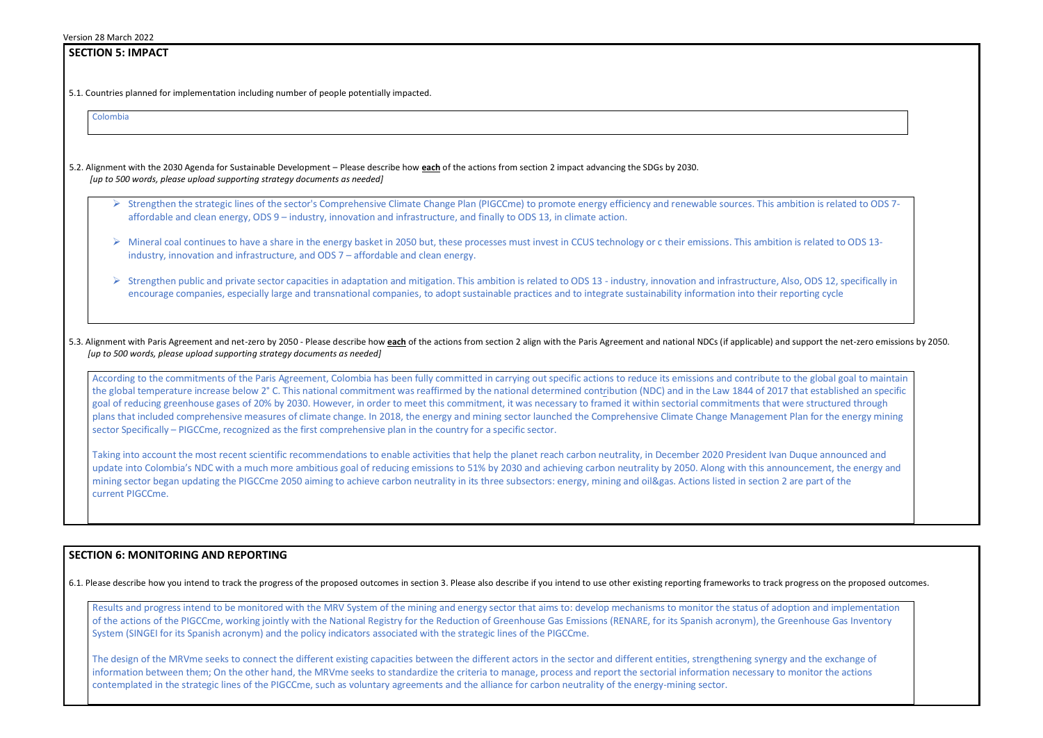## SECTION 5: IMPACT

5.1. Countries planned for implementation including number of people potentially impacted.

Colombia

5.2. Alignment with the 2030 Agenda for Sustainable Development – Please describe how **each** of the actions from section 2 impact advancing the SDGs by 2030.
*[up to 500 words, please upload supporting strategy documents as needed]*

- Strengthen the strategic lines of the sector's Comprehensive Climate Change Plan (PIGCCme) to promote energy efficiency and renewable sources. This ambition is related to ODS 7- affordable and clean energy, ODS 9 – industry, innovation and infrastructure, and finally to ODS 13, in climate action.
- Mineral coal continues to have a share in the energy basket in 2050 but, these processes must invest in CCUS technology or c their emissions. This ambition is related to ODS 13- industry, innovation and infrastructure, and ODS 7 – affordable and clean energy.
- Strengthen public and private sector capacities in adaptation and mitigation. This ambition is related to ODS 13 - industry, innovation and infrastructure, Also, ODS 12, specifically in encourage companies, especially large and transnational companies, to adopt sustainable practices and to integrate sustainability information into their reporting cycle

5.3. Alignment with Paris Agreement and net-zero by 2050 - Please describe how **each** of the actions from section 2 align with the Paris Agreement and national NDCs (if applicable) and support the net-zero emissions by 2050.
*[up to 500 words, please upload supporting strategy documents as needed]*

According to the commitments of the Paris Agreement, Colombia has been fully committed in carrying out specific actions to reduce its emissions and contribute to the global goal to maintain the global temperature increase below 2° C. This national commitment was reaffirmed by the national determined contribution (NDC) and in the Law 1844 of 2017 that established an specific goal of reducing greenhouse gases of 20% by 2030. However, in order to meet this commitment, it was necessary to framed it within sectorial commitments that were structured through plans that included comprehensive measures of climate change. In 2018, the energy and mining sector launched the Comprehensive Climate Change Management Plan for the energy mining sector Specifically – PIGCCme, recognized as the first comprehensive plan in the country for a specific sector.

Taking into account the most recent scientific recommendations to enable activities that help the planet reach carbon neutrality, in December 2020 President Ivan Duque announced and update into Colombia's NDC with a much more ambitious goal of reducing emissions to 51% by 2030 and achieving carbon neutrality by 2050. Along with this announcement, the energy and mining sector began updating the PIGCCme 2050 aiming to achieve carbon neutrality in its three subsectors: energy, mining and oil&gas. Actions listed in section 2 are part of the current PIGCCme.

## SECTION 6: MONITORING AND REPORTING

6.1. Please describe how you intend to track the progress of the proposed outcomes in section 3. Please also describe if you intend to use other existing reporting frameworks to track progress on the proposed outcomes.

Results and progress intend to be monitored with the MRV System of the mining and energy sector that aims to: develop mechanisms to monitor the status of adoption and implementation of the actions of the PIGCCme, working jointly with the National Registry for the Reduction of Greenhouse Gas Emissions (RENARE, for its Spanish acronym), the Greenhouse Gas Inventory System (SINGEI for its Spanish acronym) and the policy indicators associated with the strategic lines of the PIGCCme.

The design of the MRVme seeks to connect the different existing capacities between the different actors in the sector and different entities, strengthening synergy and the exchange of information between them; On the other hand, the MRVme seeks to standardize the criteria to manage, process and report the sectorial information necessary to monitor the actions contemplated in the strategic lines of the PIGCCme, such as voluntary agreements and the alliance for carbon neutrality of the energy-mining sector.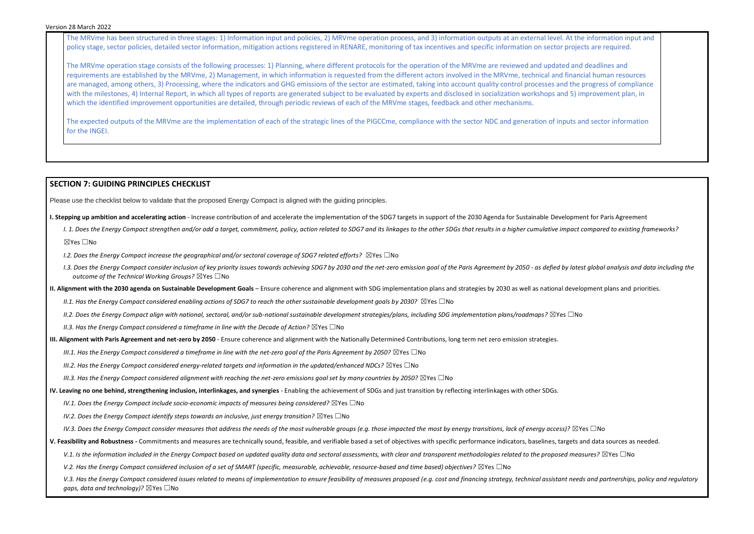The MRVme has been structured in three stages: 1) Information input and policies, 2) MRVme operation process, and 3) information outputs at an external level. At the information input and policy stage, sector policies, detailed sector information, mitigation actions registered in RENARE, monitoring of tax incentives and specific information on sector projects are required.

The MRVme operation stage consists of the following processes: 1) Planning, where different protocols for the operation of the MRVme are reviewed and updated and deadlines and requirements are established by the MRVme, 2) Management, in which information is requested from the different actors involved in the MRVme, technical and financial human resources are managed, among others, 3) Processing, where the indicators and GHG emissions of the sector are estimated, taking into account quality control processes and the progress of compliance with the milestones, 4) Internal Report, in which all types of reports are generated subject to be evaluated by experts and disclosed in socialization workshops and 5) improvement plan, in which the identified improvement opportunities are detailed, through periodic reviews of each of the MRVme stages, feedback and other mechanisms.

The expected outputs of the MRVme are the implementation of each of the strategic lines of the PIGCCme, compliance with the sector NDC and generation of inputs and sector information for the INGEI.

## SECTION 7: GUIDING PRINCIPLES CHECKLIST

Please use the checklist below to validate that the proposed Energy Compact is aligned with the guiding principles.

**I. Stepping up ambition and accelerating action** - Increase contribution of and accelerate the implementation of the SDG7 targets in support of the 2030 Agenda for Sustainable Development for Paris Agreement

*I. 1. Does the Energy Compact strengthen and/or add a target, commitment, policy, action related to SDG7 and its linkages to the other SDGs that results in a higher cumulative impact compared to existing frameworks?*

☒Yes ☐No

*I.2. Does the Energy Compact increase the geographical and/or sectoral coverage of SDG7 related efforts?* ☒Yes ☐No

*I.3. Does the Energy Compact consider inclusion of key priority issues towards achieving SDG7 by 2030 and the net-zero emission goal of the Paris Agreement by 2050 - as defied by latest global analysis and data including the outcome of the Technical Working Groups?* ☒Yes ☐No

**II. Alignment with the 2030 agenda on Sustainable Development Goals** – Ensure coherence and alignment with SDG implementation plans and strategies by 2030 as well as national development plans and priorities.

*II.1. Has the Energy Compact considered enabling actions of SDG7 to reach the other sustainable development goals by 2030?* ☒Yes ☐No

*II.2. Does the Energy Compact align with national, sectoral, and/or sub-national sustainable development strategies/plans, including SDG implementation plans/roadmaps?* ☒Yes ☐No

*II.3. Has the Energy Compact considered a timeframe in line with the Decade of Action?* ☒Yes ☐No

**III. Alignment with Paris Agreement and net-zero by 2050** - Ensure coherence and alignment with the Nationally Determined Contributions, long term net zero emission strategies.

*III.1. Has the Energy Compact considered a timeframe in line with the net-zero goal of the Paris Agreement by 2050?* ☒Yes ☐No

*III.2. Has the Energy Compact considered energy-related targets and information in the updated/enhanced NDCs?* ☒Yes ☐No

*III.3. Has the Energy Compact considered alignment with reaching the net-zero emissions goal set by many countries by 2050?* ☒Yes ☐No

**IV. Leaving no one behind, strengthening inclusion, interlinkages, and synergies** - Enabling the achievement of SDGs and just transition by reflecting interlinkages with other SDGs.

*IV.1. Does the Energy Compact include socio-economic impacts of measures being considered?* ☒Yes ☐No

*IV.2. Does the Energy Compact identify steps towards an inclusive, just energy transition?* ☒Yes ☐No

*IV.3. Does the Energy Compact consider measures that address the needs of the most vulnerable groups (e.g. those impacted the most by energy transitions, lack of energy access)?* ☒Yes ☐No

**V. Feasibility and Robustness -** Commitments and measures are technically sound, feasible, and verifiable based a set of objectives with specific performance indicators, baselines, targets and data sources as needed.

*V.1. Is the information included in the Energy Compact based on updated quality data and sectoral assessments, with clear and transparent methodologies related to the proposed measures?* ☒Yes ☐No

*V.2. Has the Energy Compact considered inclusion of a set of SMART (specific, measurable, achievable, resource-based and time based) objectives?* ☒Yes ☐No

*V.3. Has the Energy Compact considered issues related to means of implementation to ensure feasibility of measures proposed (e.g. cost and financing strategy, technical assistant needs and partnerships, policy and regulatory gaps, data and technology)?* ☒Yes ☐No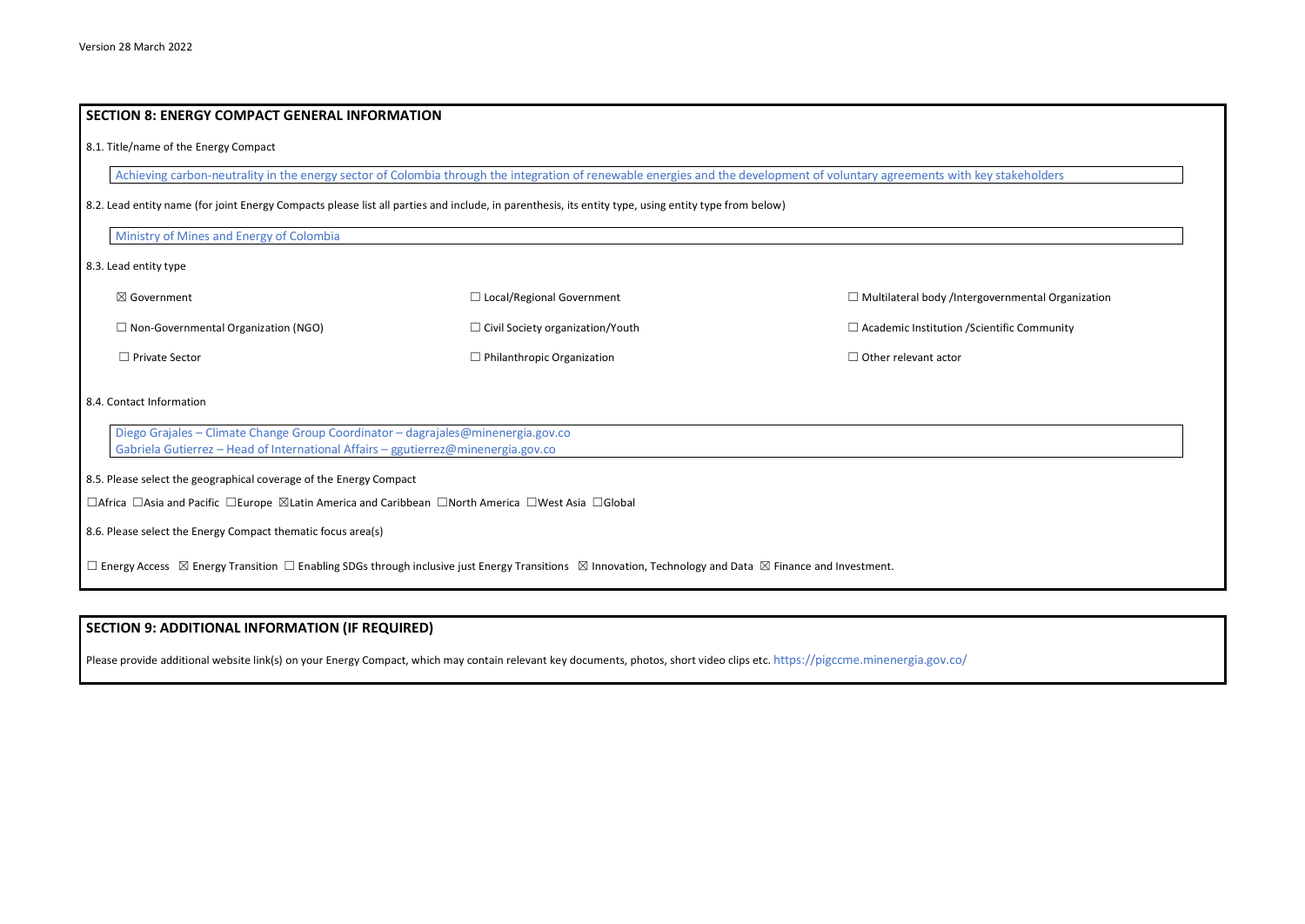## SECTION 8: ENERGY COMPACT GENERAL INFORMATION

8.1. Title/name of the Energy Compact

Achieving carbon-neutrality in the energy sector of Colombia through the integration of renewable energies and the development of voluntary agreements with key stakeholders

8.2. Lead entity name (for joint Energy Compacts please list all parties and include, in parenthesis, its entity type, using entity type from below)

Ministry of Mines and Energy of Colombia

8.3. Lead entity type

| | | |
|---|---|---|
| ☒ Government | ☐ Local/Regional Government | ☐ Multilateral body /Intergovernmental Organization |
| ☐ Non-Governmental Organization (NGO) | ☐ Civil Society organization/Youth | ☐ Academic Institution /Scientific Community |
| ☐ Private Sector | ☐ Philanthropic Organization | ☐ Other relevant actor |

8.4. Contact Information

Diego Grajales – Climate Change Group Coordinator – dagrajales@minenergia.gov.co
Gabriela Gutierrez – Head of International Affairs – ggutierrez@minenergia.gov.co

8.5. Please select the geographical coverage of the Energy Compact

☐Africa ☐Asia and Pacific ☐Europe ☒Latin America and Caribbean ☐North America ☐West Asia ☐Global

8.6. Please select the Energy Compact thematic focus area(s)

☐ Energy Access ☒ Energy Transition ☐ Enabling SDGs through inclusive just Energy Transitions ☒ Innovation, Technology and Data ☒ Finance and Investment.

## SECTION 9: ADDITIONAL INFORMATION (IF REQUIRED)

Please provide additional website link(s) on your Energy Compact, which may contain relevant key documents, photos, short video clips etc. https://pigccme.minenergia.gov.co/